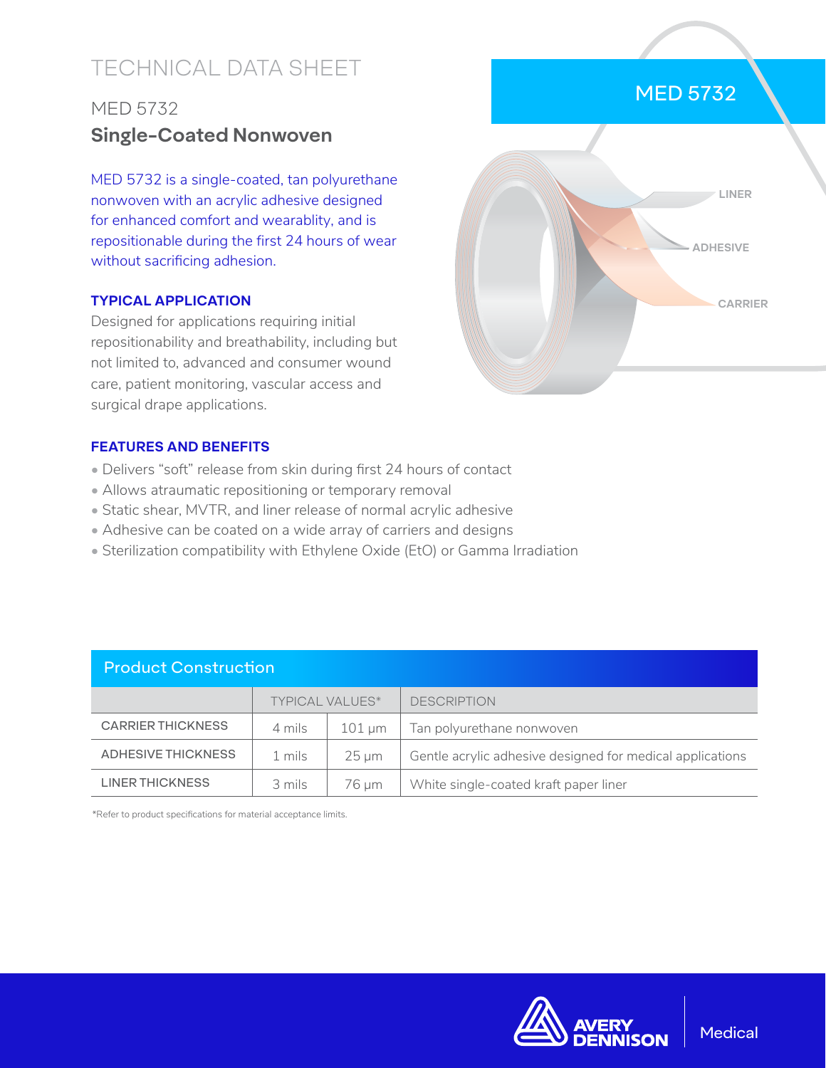# TECHNICAL DATA SHEET

## MED 5732

## **Single-Coated Nonwoven**

MED 5732 is a single-coated, tan polyurethane nonwoven with an acrylic adhesive designed for enhanced comfort and wearablity, and is repositionable during the first 24 hours of wear without sacrificing adhesion.

### TYPICAL APPLICATION

Designed for applications requiring initial repositionability and breathability, including but not limited to, advanced and consumer wound care, patient monitoring, vascular access and surgical drape applications.

### FEATURES AND BENEFITS

- Delivers "soft" release from skin during first 24 hours of contact
- Allows atraumatic repositioning or temporary removal
- Static shear, MVTR, and liner release of normal acrylic adhesive
- Adhesive can be coated on a wide array of carriers and designs
- Sterilization compatibility with Ethylene Oxide (EtO) or Gamma Irradiation

### Product Construction

| | TYPICAL VALUES* | | DESCRIPTION |
|---|---|---|---|
| CARRIER THICKNESS | 4 mils | 101 μm | Tan polyurethane nonwoven |
| ADHESIVE THICKNESS | 1 mils | 25 μm | Gentle acrylic adhesive designed for medical applications |
| LINER THICKNESS | 3 mils | 76 μm | White single-coated kraft paper liner |

*Refer to product specifications for material acceptance limits.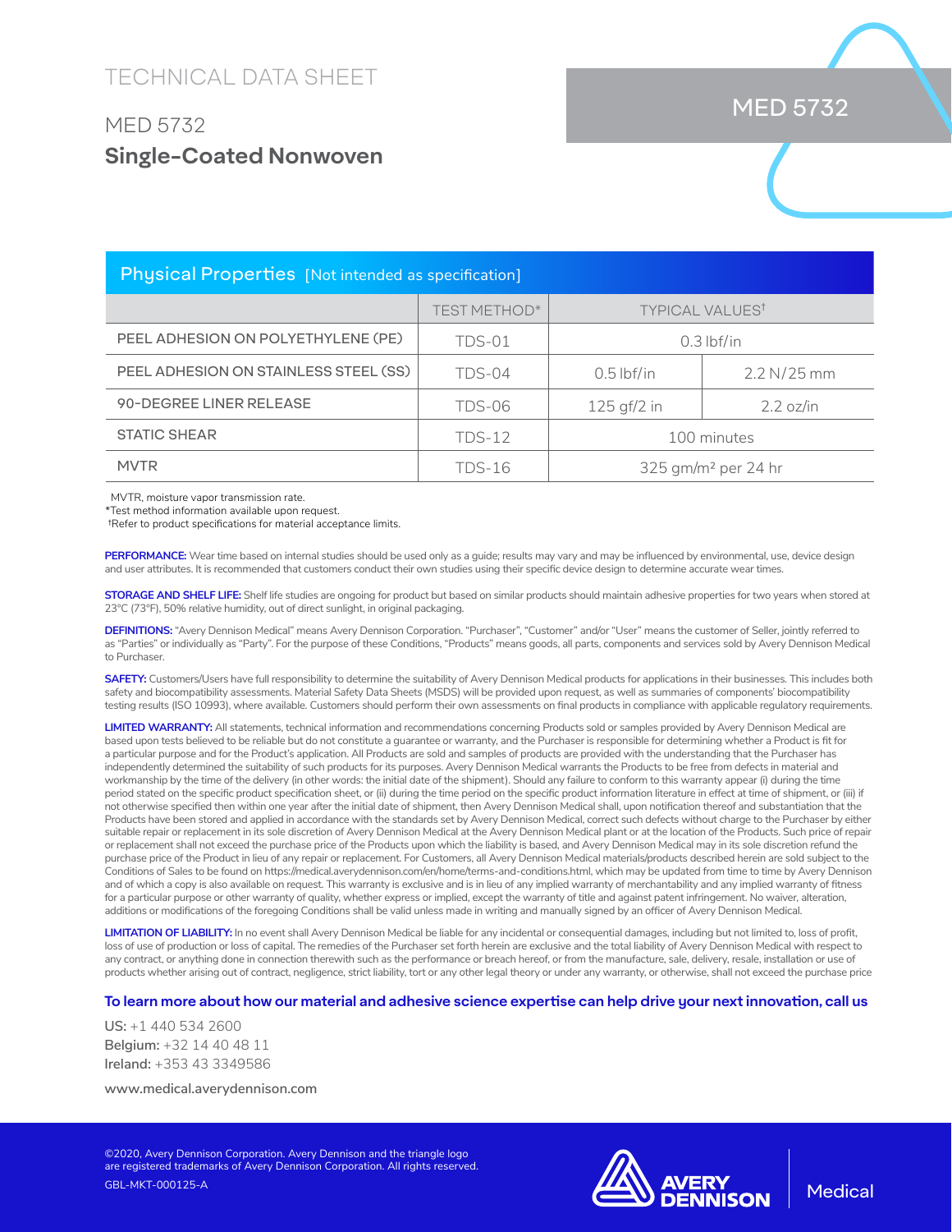TECHNICAL DATA SHEET

MED 5732

# Single-Coated Nonwoven

MED 5732

## Physical Properties [Not intended as specification]

| | TEST METHOD* | TYPICAL VALUES† | |
|---|---|---|---|
| PEEL ADHESION ON POLYETHYLENE (PE) | TDS-01 | 0.3 lbf/in | |
| PEEL ADHESION ON STAINLESS STEEL (SS) | TDS-04 | 0.5 lbf/in | 2.2 N/25 mm |
| 90-DEGREE LINER RELEASE | TDS-06 | 125 gf/2 in | 2.2 oz/in |
| STATIC SHEAR | TDS-12 | 100 minutes | |
| MVTR | TDS-16 | 325 gm/m² per 24 hr | |

MVTR, moisture vapor transmission rate.
*Test method information available upon request.
†Refer to product specifications for material acceptance limits.

**PERFORMANCE:** Wear time based on internal studies should be used only as a guide; results may vary and may be influenced by environmental, use, device design and user attributes. It is recommended that customers conduct their own studies using their specific device design to determine accurate wear times.

**STORAGE AND SHELF LIFE:** Shelf life studies are ongoing for product but based on similar products should maintain adhesive properties for two years when stored at 23°C (73°F), 50% relative humidity, out of direct sunlight, in original packaging.

**DEFINITIONS:** "Avery Dennison Medical" means Avery Dennison Corporation. "Purchaser", "Customer" and/or "User" means the customer of Seller, jointly referred to as "Parties" or individually as "Party". For the purpose of these Conditions, "Products" means goods, all parts, components and services sold by Avery Dennison Medical to Purchaser.

**SAFETY:** Customers/Users have full responsibility to determine the suitability of Avery Dennison Medical products for applications in their businesses. This includes both safety and biocompatibility assessments. Material Safety Data Sheets (MSDS) will be provided upon request, as well as summaries of components' biocompatibility testing results (ISO 10993), where available. Customers should perform their own assessments on final products in compliance with applicable regulatory requirements.

**LIMITED WARRANTY:** All statements, technical information and recommendations concerning Products sold or samples provided by Avery Dennison Medical are based upon tests believed to be reliable but do not constitute a guarantee or warranty, and the Purchaser is responsible for determining whether a Product is fit for a particular purpose and for the Product's application. All Products are sold and samples of products are provided with the understanding that the Purchaser has independently determined the suitability of such products for its purposes. Avery Dennison Medical warrants the Products to be free from defects in material and workmanship by the time of the delivery (in other words: the initial date of the shipment). Should any failure to conform to this warranty appear (i) during the time period stated on the specific product specification sheet, or (ii) during the time period on the specific product information literature in effect at time of shipment, or (iii) if not otherwise specified then within one year after the initial date of shipment, then Avery Dennison Medical shall, upon notification thereof and substantiation that the Products have been stored and applied in accordance with the standards set by Avery Dennison Medical, correct such defects without charge to the Purchaser by either suitable repair or replacement in its sole discretion of Avery Dennison Medical at the Avery Dennison Medical plant or at the location of the Products. Such price of repair or replacement shall not exceed the purchase price of the Products upon which the liability is based, and Avery Dennison Medical may in its sole discretion refund the purchase price of the Product in lieu of any repair or replacement. For Customers, all Avery Dennison Medical materials/products described herein are sold subject to the Conditions of Sales to be found on https://medical.averydennison.com/en/home/terms-and-conditions.html, which may be updated from time to time by Avery Dennison and of which a copy is also available on request. This warranty is exclusive and is in lieu of any implied warranty of merchantability and any implied warranty of fitness for a particular purpose or other warranty of quality, whether express or implied, except the warranty of title and against patent infringement. No waiver, alteration, additions or modifications of the foregoing Conditions shall be valid unless made in writing and manually signed by an officer of Avery Dennison Medical.

**LIMITATION OF LIABILITY:** In no event shall Avery Dennison Medical be liable for any incidental or consequential damages, including but not limited to, loss of profit, loss of use of production or loss of capital. The remedies of the Purchaser set forth herein are exclusive and the total liability of Avery Dennison Medical with respect to any contract, or anything done in connection therewith such as the performance or breach hereof, or from the manufacture, sale, delivery, resale, installation or use of products whether arising out of contract, negligence, strict liability, tort or any other legal theory or under any warranty, or otherwise, shall not exceed the purchase price

**To learn more about how our material and adhesive science expertise can help drive your next innovation, call us**

**US:** +1 440 534 2600
**Belgium:** +32 14 40 48 11
**Ireland:** +353 43 3349586

www.medical.averydennison.com

©2020, Avery Dennison Corporation. Avery Dennison and the triangle logo are registered trademarks of Avery Dennison Corporation. All rights reserved.

GBL-MKT-000125-A

AVERY DENNISON Medical